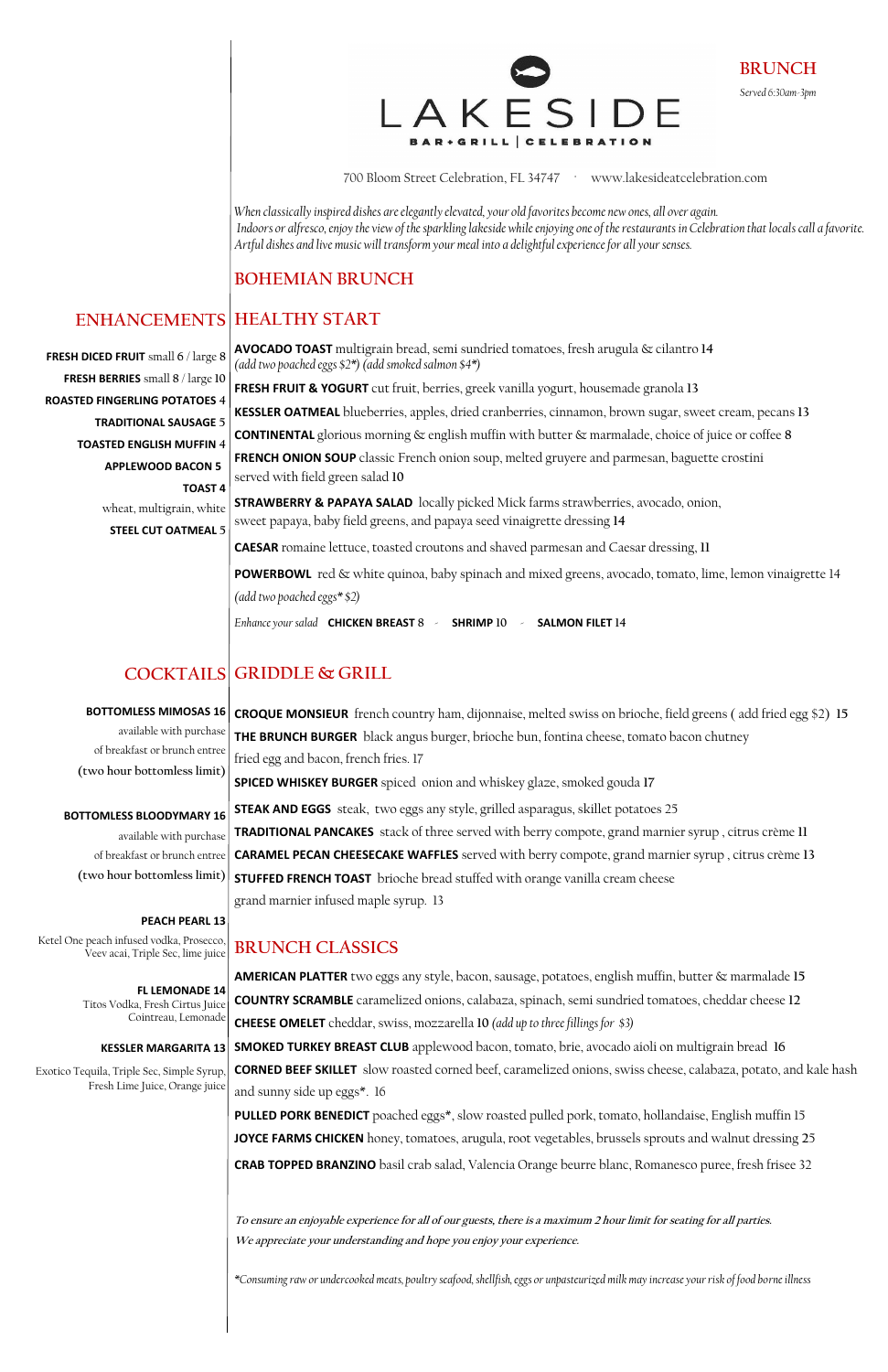# LAKESIDE

BAR + GRILL | CELEBRATION

## BRUNCH

*Served 6:30am-3pm*

700 Bloom Street Celebration, FL 34747 · www.lakesideatcelebration.com

*When classically inspired dishes are elegantly elevated, your old favorites become new ones, all over again.*
*Indoors or alfresco, enjoy the view of the sparkling lakeside while enjoying one of the restaurants in Celebration that locals call a favorite.*
*Artful dishes and live music will transform your meal into a delightful experience for all your senses.*

## BOHEMIAN BRUNCH

### HEALTHY START

**AVOCADO TOAST** multigrain bread, semi sundried tomatoes, fresh arugula & cilantro 14
*(add two poached eggs $2\*) (add smoked salmon $4\*)*

**FRESH FRUIT & YOGURT** cut fruit, berries, greek vanilla yogurt, housemade granola 13

**KESSLER OATMEAL** blueberries, apples, dried cranberries, cinnamon, brown sugar, sweet cream, pecans 13

**CONTINENTAL** glorious morning & english muffin with butter & marmalade, choice of juice or coffee 8

**FRENCH ONION SOUP** classic French onion soup, melted gruyere and parmesan, baguette crostini served with field green salad 10

**STRAWBERRY & PAPAYA SALAD** locally picked Mick farms strawberries, avocado, onion, sweet papaya, baby field greens, and papaya seed vinaigrette dressing 14

**CAESAR** romaine lettuce, toasted croutons and shaved parmesan and Caesar dressing, 11

**POWERBOWL** red & white quinoa, baby spinach and mixed greens, avocado, tomato, lime, lemon vinaigrette 14
*(add two poached eggs\* $2)*

*Enhance your salad* **CHICKEN BREAST** 8 - **SHRIMP** 10 - **SALMON FILET** 14

### GRIDDLE & GRILL

**CROQUE MONSIEUR** french country ham, dijonnaise, melted swiss on brioche, field greens ( add fried egg $2) 15

**THE BRUNCH BURGER** black angus burger, brioche bun, fontina cheese, tomato bacon chutney fried egg and bacon, french fries. 17

**SPICED WHISKEY BURGER** spiced onion and whiskey glaze, smoked gouda 17

**STEAK AND EGGS** steak, two eggs any style, grilled asparagus, skillet potatoes 25

**TRADITIONAL PANCAKES** stack of three served with berry compote, grand marnier syrup , citrus crème 11

**CARAMEL PECAN CHEESECAKE WAFFLES** served with berry compote, grand marnier syrup , citrus crème 13

**STUFFED FRENCH TOAST** brioche bread stuffed with orange vanilla cream cheese grand marnier infused maple syrup. 13

### BRUNCH CLASSICS

**AMERICAN PLATTER** two eggs any style, bacon, sausage, potatoes, english muffin, butter & marmalade 15

**COUNTRY SCRAMBLE** caramelized onions, calabaza, spinach, semi sundried tomatoes, cheddar cheese 12

**CHEESE OMELET** cheddar, swiss, mozzarella 10 *(add up to three fillings for $3)*

**SMOKED TURKEY BREAST CLUB** applewood bacon, tomato, brie, avocado aioli on multigrain bread 16

**CORNED BEEF SKILLET** slow roasted corned beef, caramelized onions, swiss cheese, calabaza, potato, and kale hash and sunny side up eggs\*. 16

**PULLED PORK BENEDICT** poached eggs\*, slow roasted pulled pork, tomato, hollandaise, English muffin 15

**JOYCE FARMS CHICKEN** honey, tomatoes, arugula, root vegetables, brussels sprouts and walnut dressing 25

**CRAB TOPPED BRANZINO** basil crab salad, Valencia Orange beurre blanc, Romanesco puree, fresh frisee 32

## ENHANCEMENTS

**FRESH DICED FRUIT** small 6 / large 8

**FRESH BERRIES** small 8 / large 10

**ROASTED FINGERLING POTATOES** 4

**TRADITIONAL SAUSAGE** 5

**TOASTED ENGLISH MUFFIN** 4

**APPLEWOOD BACON** 5

**TOAST** 4
wheat, multigrain, white

**STEEL CUT OATMEAL** 5

## COCKTAILS

**BOTTOMLESS MIMOSAS** 16
available with purchase of breakfast or brunch entree
(two hour bottomless limit)

**BOTTOMLESS BLOODYMARY** 16
available with purchase of breakfast or brunch entree
(two hour bottomless limit)

**PEACH PEARL** 13
Ketel One peach infused vodka, Prosecco, Veev acai, Triple Sec, lime juice

**FL LEMONADE** 14
Titos Vodka, Fresh Cirtus Juice Cointreau, Lemonade

**KESSLER MARGARITA** 13
Exotico Tequila, Triple Sec, Simple Syrup, Fresh Lime Juice, Orange juice

*To ensure an enjoyable experience for all of our guests, there is a maximum 2 hour limit for seating for all parties.*
*We appreciate your understanding and hope you enjoy your experience.*

*\*Consuming raw or undercooked meats, poultry seafood, shellfish, eggs or unpasteurized milk may increase your risk of food borne illness*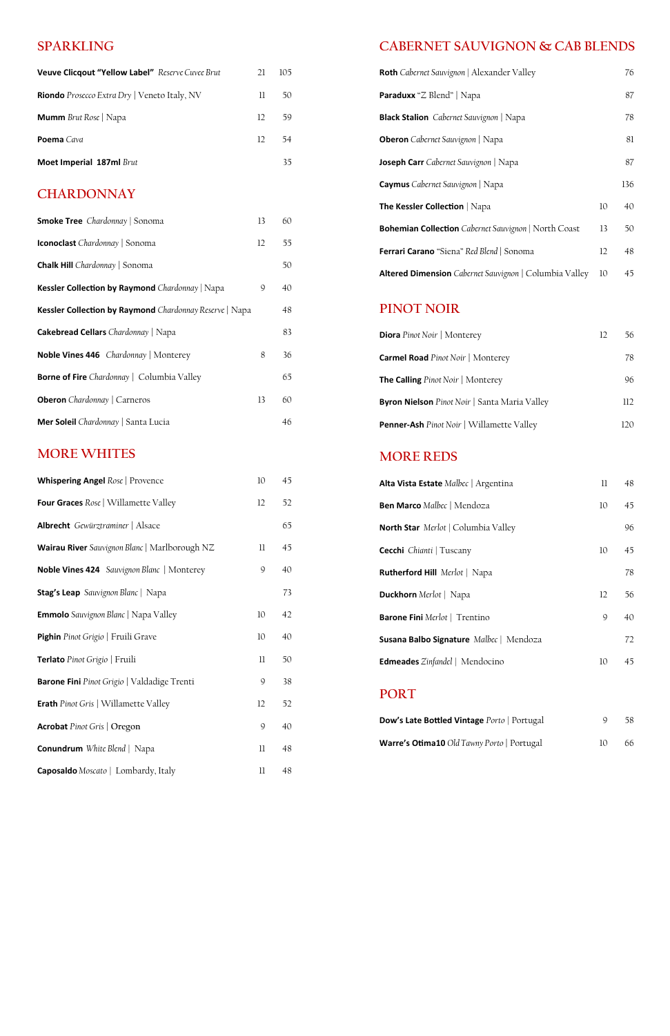## SPARKLING

| | | |
|---|---|---|
| **Veuve Clicqout "Yellow Label"** *Reserve Cuvee Brut* | 21 | 105 |
| **Riondo** *Prosecco Extra Dry* \| Veneto Italy, NV | 11 | 50 |
| **Mumm** *Brut Rose* \| Napa | 12 | 59 |
| **Poema** *Cava* | 12 | 54 |
| **Moet Imperial 187ml** *Brut* | | 35 |

## CHARDONNAY

| | | |
|---|---|---|
| **Smoke Tree** *Chardonnay* \| Sonoma | 13 | 60 |
| **Iconoclast** *Chardonnay* \| Sonoma | 12 | 55 |
| **Chalk Hill** *Chardonnay* \| Sonoma | | 50 |
| **Kessler Collection by Raymond** *Chardonnay* \| Napa | 9 | 40 |
| **Kessler Collection by Raymond** *Chardonnay Reserve* \| Napa | | 48 |
| **Cakebread Cellars** *Chardonnay* \| Napa | | 83 |
| **Noble Vines 446** *Chardonnay* \| Monterey | 8 | 36 |
| **Borne of Fire** *Chardonnay* \| Columbia Valley | | 65 |
| **Oberon** *Chardonnay* \| Carneros | 13 | 60 |
| **Mer Soleil** *Chardonnay* \| Santa Lucia | | 46 |

## MORE WHITES

| | | |
|---|---|---|
| **Whispering Angel** *Rose* \| Provence | 10 | 45 |
| **Four Graces** *Rose* \| Willamette Valley | 12 | 52 |
| **Albrecht** *Gewürztraminer* \| Alsace | | 65 |
| **Wairau River** *Sauvignon Blanc* \| Marlborough NZ | 11 | 45 |
| **Noble Vines 424** *Sauvignon Blanc* \| Monterey | 9 | 40 |
| **Stag's Leap** *Sauvignon Blanc* \| Napa | | 73 |
| **Emmolo** *Sauvignon Blanc* \| Napa Valley | 10 | 42 |
| **Pighin** *Pinot Grigio* \| Fruili Grave | 10 | 40 |
| **Terlato** *Pinot Grigio* \| Fruili | 11 | 50 |
| **Barone Fini** *Pinot Grigio* \| Valdadige Trenti | 9 | 38 |
| **Erath** *Pinot Gris* \| Willamette Valley | 12 | 52 |
| **Acrobat** *Pinot Gris* \| Oregon | 9 | 40 |
| **Conundrum** *White Blend* \| Napa | 11 | 48 |
| **Caposaldo** *Moscato* \| Lombardy, Italy | 11 | 48 |

## CABERNET SAUVIGNON & CAB BLENDS

| | | |
|---|---|---|
| **Roth** *Cabernet Sauvignon* \| Alexander Valley | | 76 |
| **Paraduxx** "Z Blend" \| Napa | | 87 |
| **Black Stalion** *Cabernet Sauvignon* \| Napa | | 78 |
| **Oberon** *Cabernet Sauvignon* \| Napa | | 81 |
| **Joseph Carr** *Cabernet Sauvignon* \| Napa | | 87 |
| **Caymus** *Cabernet Sauvignon* \| Napa | | 136 |
| **The Kessler Collection** \| Napa | 10 | 40 |
| **Bohemian Collection** *Cabernet Sauvignon* \| North Coast | 13 | 50 |
| **Ferrari Carano** "Siena" *Red Blend* \| Sonoma | 12 | 48 |
| **Altered Dimension** *Cabernet Sauvignon* \| Columbia Valley | 10 | 45 |

## PINOT NOIR

| | | |
|---|---|---|
| **Diora** *Pinot Noir* \| Monterey | 12 | 56 |
| **Carmel Road** *Pinot Noir* \| Monterey | | 78 |
| **The Calling** *Pinot Noir* \| Monterey | | 96 |
| **Byron Nielson** *Pinot Noir* \| Santa Maria Valley | | 112 |
| **Penner-Ash** *Pinot Noir* \| Willamette Valley | | 120 |

## MORE REDS

| | | |
|---|---|---|
| **Alta Vista Estate** *Malbec* \| Argentina | 11 | 48 |
| **Ben Marco** *Malbec* \| Mendoza | 10 | 45 |
| **North Star** *Merlot* \| Columbia Valley | | 96 |
| **Cecchi** *Chianti* \| Tuscany | 10 | 45 |
| **Rutherford Hill** *Merlot* \| Napa | | 78 |
| **Duckhorn** *Merlot* \| Napa | 12 | 56 |
| **Barone Fini** *Merlot* \| Trentino | 9 | 40 |
| **Susana Balbo Signature** *Malbec* \| Mendoza | | 72 |
| **Edmeades** *Zinfandel* \| Mendocino | 10 | 45 |

## PORT

| | | |
|---|---|---|
| **Dow's Late Bottled Vintage** *Porto* \| Portugal | 9 | 58 |
| **Warre's Otima10** *Old Tawny Porto* \| Portugal | 10 | 66 |